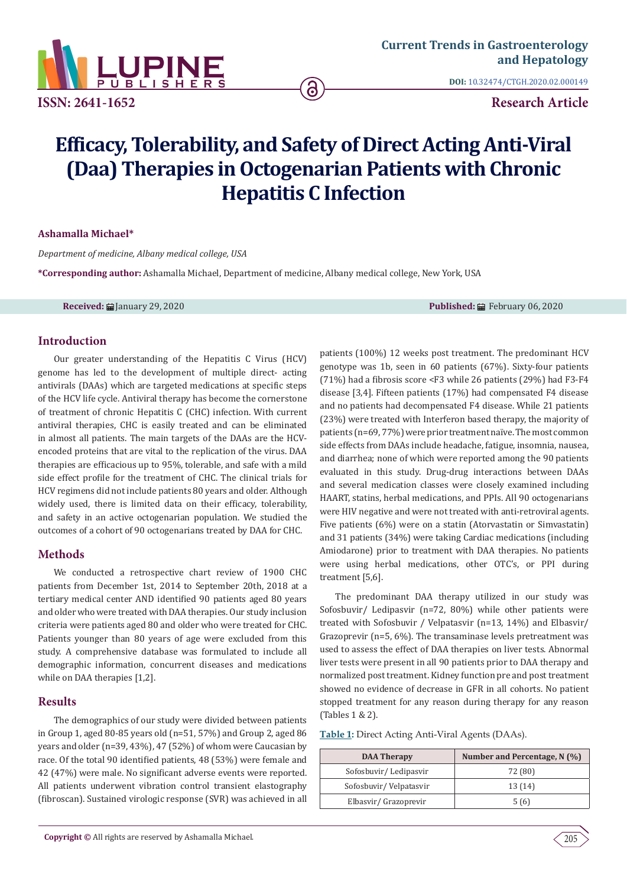# Efficacy, Tolerability, and Safety of Direct Acting Anti-Viral (Daa) Therapies in Octogenarian Patients with Chronic Hepatitis C Infection

**Ashamalla Michael***

*Department of medicine, Albany medical college, USA*

**\*Corresponding author:** Ashamalla Michael, Department of medicine, Albany medical college, New York, USA

**Received:** January 29, 2020 **Published:** February 06, 2020

## Introduction

Our greater understanding of the Hepatitis C Virus (HCV) genome has led to the development of multiple direct- acting antivirals (DAAs) which are targeted medications at specific steps of the HCV life cycle. Antiviral therapy has become the cornerstone of treatment of chronic Hepatitis C (CHC) infection. With current antiviral therapies, CHC is easily treated and can be eliminated in almost all patients. The main targets of the DAAs are the HCV-encoded proteins that are vital to the replication of the virus. DAA therapies are efficacious up to 95%, tolerable, and safe with a mild side effect profile for the treatment of CHC. The clinical trials for HCV regimens did not include patients 80 years and older. Although widely used, there is limited data on their efficacy, tolerability, and safety in an active octogenarian population. We studied the outcomes of a cohort of 90 octogenarians treated by DAA for CHC.

## Methods

We conducted a retrospective chart review of 1900 CHC patients from December 1st, 2014 to September 20th, 2018 at a tertiary medical center AND identified 90 patients aged 80 years and older who were treated with DAA therapies. Our study inclusion criteria were patients aged 80 and older who were treated for CHC. Patients younger than 80 years of age were excluded from this study. A comprehensive database was formulated to include all demographic information, concurrent diseases and medications while on DAA therapies [1,2].

## Results

The demographics of our study were divided between patients in Group 1, aged 80-85 years old (n=51, 57%) and Group 2, aged 86 years and older (n=39, 43%), 47 (52%) of whom were Caucasian by race. Of the total 90 identified patients, 48 (53%) were female and 42 (47%) were male. No significant adverse events were reported. All patients underwent vibration control transient elastography (fibroscan). Sustained virologic response (SVR) was achieved in all patients (100%) 12 weeks post treatment. The predominant HCV genotype was 1b, seen in 60 patients (67%). Sixty-four patients (71%) had a fibrosis score <F3 while 26 patients (29%) had F3-F4 disease [3,4]. Fifteen patients (17%) had compensated F4 disease and no patients had decompensated F4 disease. While 21 patients (23%) were treated with Interferon based therapy, the majority of patients (n=69, 77%) were prior treatment naïve. The most common side effects from DAAs include headache, fatigue, insomnia, nausea, and diarrhea; none of which were reported among the 90 patients evaluated in this study. Drug-drug interactions between DAAs and several medication classes were closely examined including HAART, statins, herbal medications, and PPIs. All 90 octogenarians were HIV negative and were not treated with anti-retroviral agents. Five patients (6%) were on a statin (Atorvastatin or Simvastatin) and 31 patients (34%) were taking Cardiac medications (including Amiodarone) prior to treatment with DAA therapies. No patients were using herbal medications, other OTC's, or PPI during treatment [5,6].

The predominant DAA therapy utilized in our study was Sofosbuvir/ Ledipasvir (n=72, 80%) while other patients were treated with Sofosbuvir / Velpatasvir (n=13, 14%) and Elbasvir/ Grazoprevir (n=5, 6%). The transaminase levels pretreatment was used to assess the effect of DAA therapies on liver tests. Abnormal liver tests were present in all 90 patients prior to DAA therapy and normalized post treatment. Kidney function pre and post treatment showed no evidence of decrease in GFR in all cohorts. No patient stopped treatment for any reason during therapy for any reason (Tables 1 & 2).

**Table 1:** Direct Acting Anti-Viral Agents (DAAs).

| DAA Therapy | Number and Percentage, N (%) |
|---|---|
| Sofosbuvir/ Ledipasvir | 72 (80) |
| Sofosbuvir/ Velpatasvir | 13 (14) |
| Elbasvir/ Grazoprevir | 5 (6) |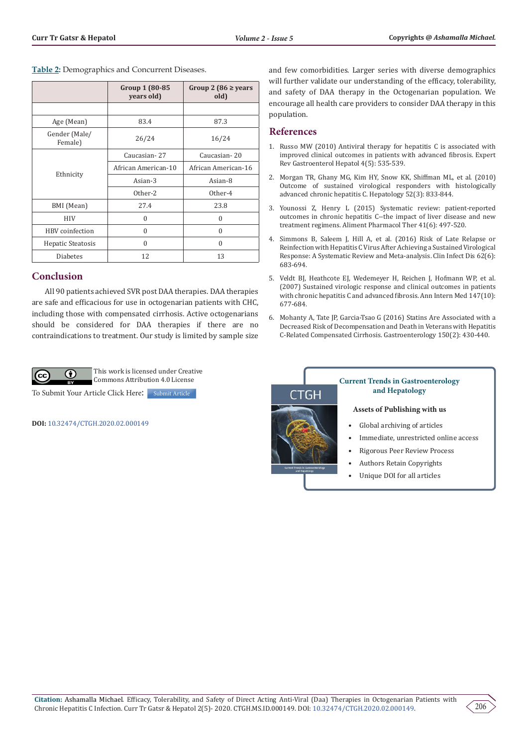**Table 2**: Demographics and Concurrent Diseases.

| | Group 1 (80-85 years old) | Group 2 (86 ≥ years old) |
|---|---|---|
| | | |
| Age (Mean) | 83.4 | 87.3 |
| Gender (Male/ Female) | 26/24 | 16/24 |
| Ethnicity | Caucasian- 27 | Caucasian- 20 |
| | African American-10 | African American-16 |
| | Asian-3 | Asian-8 |
| | Other-2 | Other-4 |
| BMI (Mean) | 27.4 | 23.8 |
| HIV | 0 | 0 |
| HBV coinfection | 0 | 0 |
| Hepatic Steatosis | 0 | 0 |
| Diabetes | 12 | 13 |

## Conclusion

All 90 patients achieved SVR post DAA therapies. DAA therapies are safe and efficacious for use in octogenarian patients with CHC, including those with compensated cirrhosis. Active octogenarians should be considered for DAA therapies if there are no contraindications to treatment. Our study is limited by sample size and few comorbidities. Larger series with diverse demographics will further validate our understanding of the efficacy, tolerability, and safety of DAA therapy in the Octogenarian population. We encourage all health care providers to consider DAA therapy in this population.

## References

1. Russo MW (2010) Antiviral therapy for hepatitis C is associated with improved clinical outcomes in patients with advanced fibrosis. Expert Rev Gastroenterol Hepatol 4(5): 535-539.
2. Morgan TR, Ghany MG, Kim HY, Snow KK, Shiffman ML, et al. (2010) Outcome of sustained virological responders with histologically advanced chronic hepatitis C. Hepatology 52(3): 833-844.
3. Younossi Z, Henry L (2015) Systematic review: patient-reported outcomes in chronic hepatitis C--the impact of liver disease and new treatment regimens. Aliment Pharmacol Ther 41(6): 497-520.
4. Simmons B, Saleem J, Hill A, et al. (2016) Risk of Late Relapse or Reinfection with Hepatitis C Virus After Achieving a Sustained Virological Response: A Systematic Review and Meta-analysis. Clin Infect Dis 62(6): 683-694.
5. Veldt BJ, Heathcote EJ, Wedemeyer H, Reichen J, Hofmann WP, et al. (2007) Sustained virologic response and clinical outcomes in patients with chronic hepatitis C and advanced fibrosis. Ann Intern Med 147(10): 677-684.
6. Mohanty A, Tate JP, Garcia-Tsao G (2016) Statins Are Associated with a Decreased Risk of Decompensation and Death in Veterans with Hepatitis C-Related Compensated Cirrhosis. Gastroenterology 150(2): 430-440.

This work is licensed under Creative Commons Attribution 4.0 License

To Submit Your Article Click Here: Submit Article

**DOI:** 10.32474/CTGH.2020.02.000149

**Current Trends in Gastroenterology and Hepatology**

**Assets of Publishing with us**

- Global archiving of articles
- Immediate, unrestricted online access
- Rigorous Peer Review Process
- Authors Retain Copyrights
- Unique DOI for all articles

**Citation:** Ashamalla Michael. Efficacy, Tolerability, and Safety of Direct Acting Anti-Viral (Daa) Therapies in Octogenarian Patients with Chronic Hepatitis C Infection. Curr Tr Gatsr & Hepatol 2(5)- 2020. CTGH.MS.ID.000149. DOI: 10.32474/CTGH.2020.02.000149.